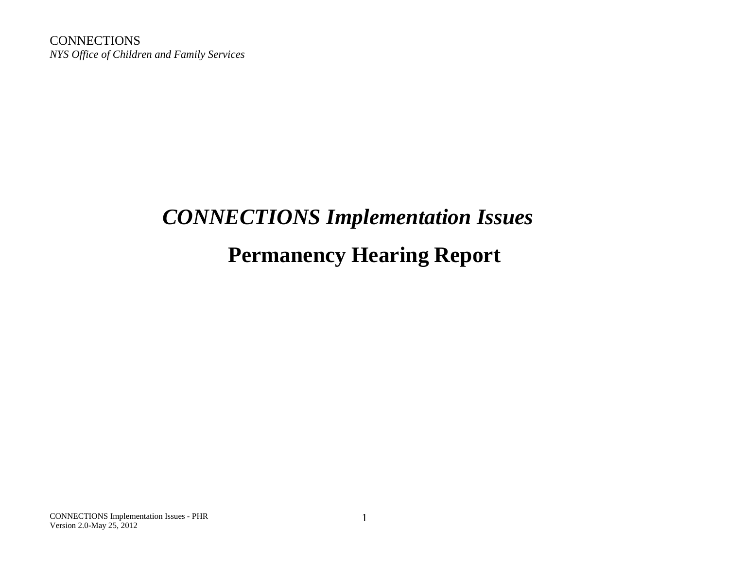# *CONNECTIONS Implementation Issues*

## Permanency Hearing Report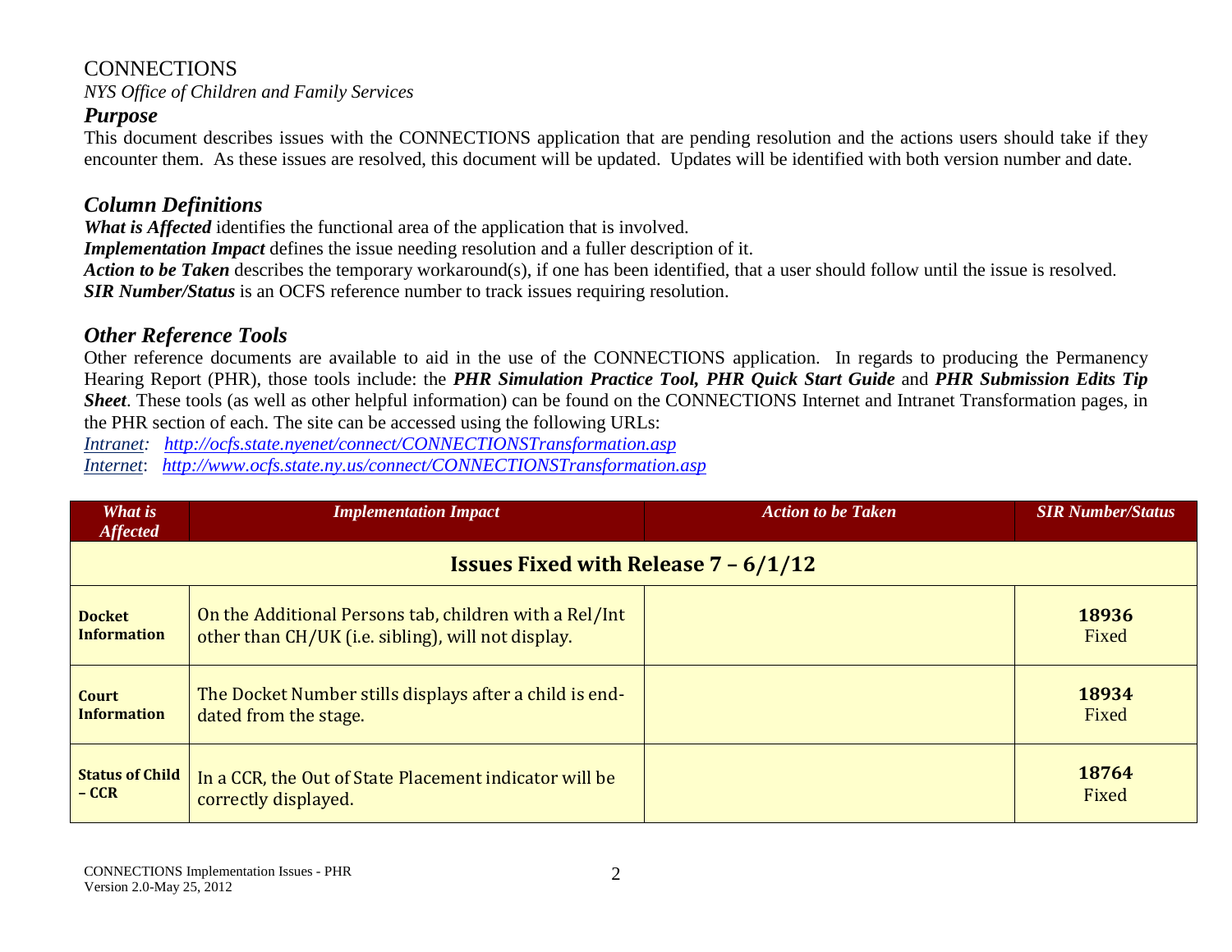CONNECTIONS

*NYS Office of Children and Family Services*

## *Purpose*

This document describes issues with the CONNECTIONS application that are pending resolution and the actions users should take if they encounter them. As these issues are resolved, this document will be updated. Updates will be identified with both version number and date.

## *Column Definitions*

***What is Affected*** identifies the functional area of the application that is involved.
***Implementation Impact*** defines the issue needing resolution and a fuller description of it.
***Action to be Taken*** describes the temporary workaround(s), if one has been identified, that a user should follow until the issue is resolved.
***SIR Number/Status*** is an OCFS reference number to track issues requiring resolution.

## *Other Reference Tools*

Other reference documents are available to aid in the use of the CONNECTIONS application. In regards to producing the Permanency Hearing Report (PHR), those tools include: the ***PHR Simulation Practice Tool, PHR Quick Start Guide*** and ***PHR Submission Edits Tip Sheet***. These tools (as well as other helpful information) can be found on the CONNECTIONS Internet and Intranet Transformation pages, in the PHR section of each. The site can be accessed using the following URLs:

*Intranet*: *http://ocfs.state.nyenet/connect/CONNECTIONSTransformation.asp*
*Internet*: *http://www.ocfs.state.ny.us/connect/CONNECTIONSTransformation.asp*

| *What is Affected* | *Implementation Impact* | *Action to be Taken* | *SIR Number/Status* |
|---|---|---|---|
| **Issues Fixed with Release 7 – 6/1/12** | | | |
| **Docket Information** | On the Additional Persons tab, children with a Rel/Int other than CH/UK (i.e. sibling), will not display. | | **18936** Fixed |
| **Court Information** | The Docket Number stills displays after a child is end-dated from the stage. | | **18934** Fixed |
| **Status of Child – CCR** | In a CCR, the Out of State Placement indicator will be correctly displayed. | | **18764** Fixed |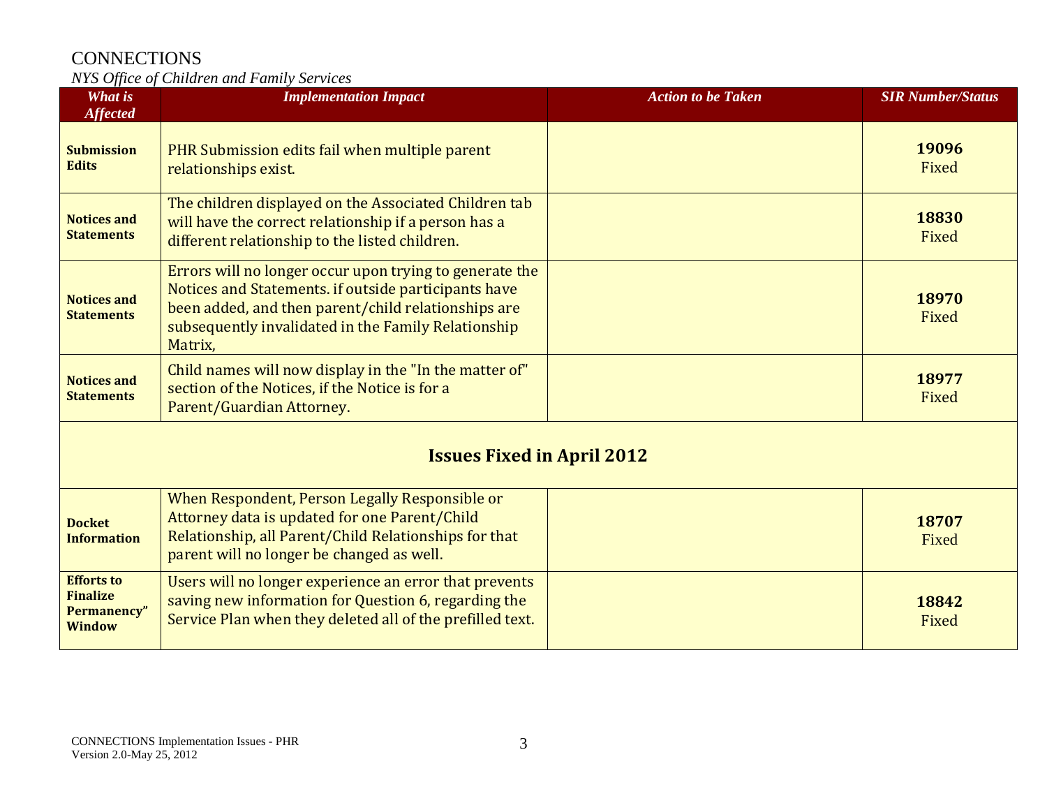CONNECTIONS

*NYS Office of Children and Family Services*

| *What is Affected* | *Implementation Impact* | *Action to be Taken* | *SIR Number/Status* |
|---|---|---|---|
| **Submission Edits** | PHR Submission edits fail when multiple parent relationships exist. | | **19096** Fixed |
| **Notices and Statements** | The children displayed on the Associated Children tab will have the correct relationship if a person has a different relationship to the listed children. | | **18830** Fixed |
| **Notices and Statements** | Errors will no longer occur upon trying to generate the Notices and Statements. if outside participants have been added, and then parent/child relationships are subsequently invalidated in the Family Relationship Matrix, | | **18970** Fixed |
| **Notices and Statements** | Child names will now display in the "In the matter of" section of the Notices, if the Notice is for a Parent/Guardian Attorney. | | **18977** Fixed |
| **Issues Fixed in April 2012** | | | |
| **Docket Information** | When Respondent, Person Legally Responsible or Attorney data is updated for one Parent/Child Relationship, all Parent/Child Relationships for that parent will no longer be changed as well. | | **18707** Fixed |
| **Efforts to Finalize Permanency" Window** | Users will no longer experience an error that prevents saving new information for Question 6, regarding the Service Plan when they deleted all of the prefilled text. | | **18842** Fixed |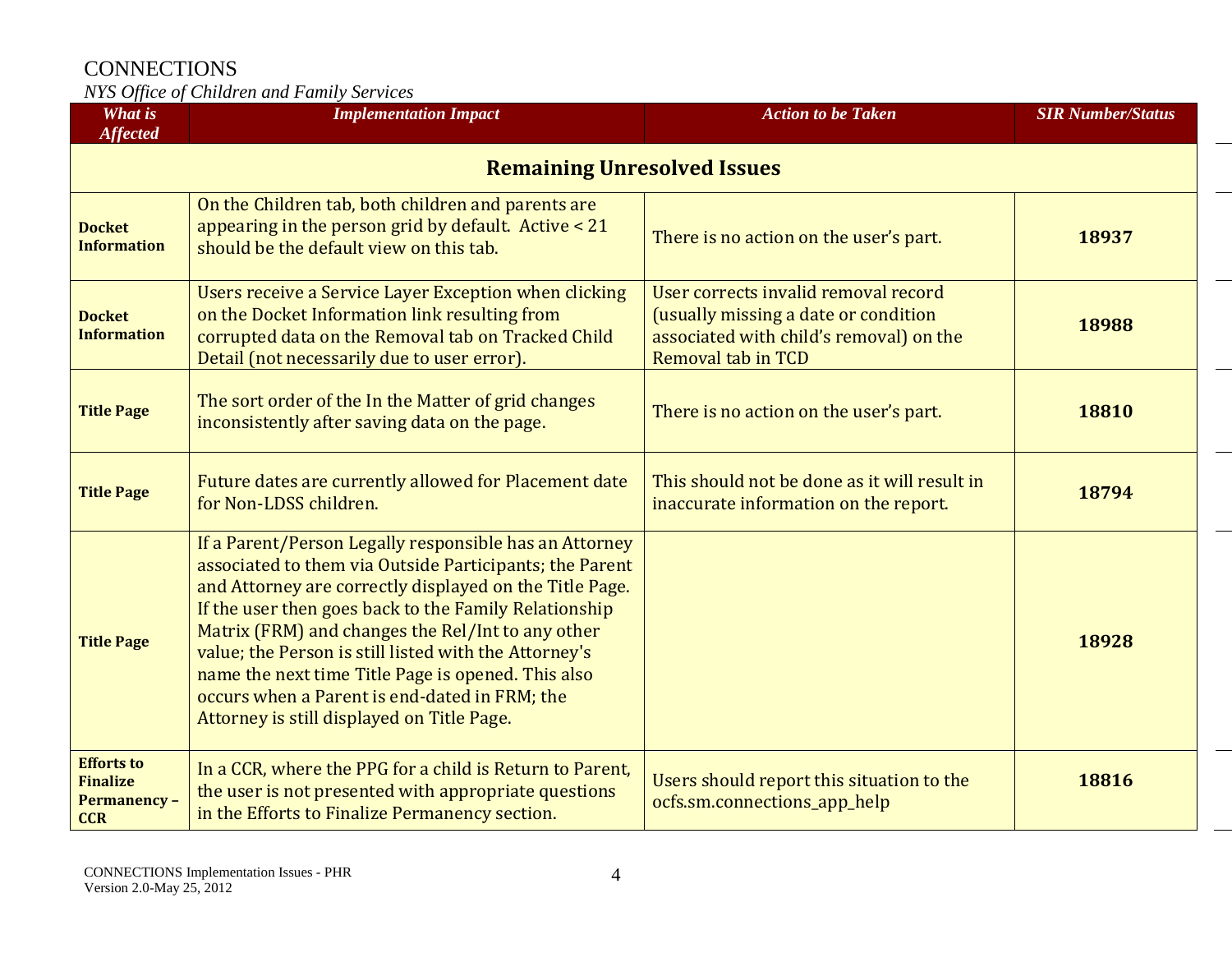| What is Affected | Implementation Impact | Action to be Taken | SIR Number/Status |
|---|---|---|---|
| **Remaining Unresolved Issues** | | | |
| **Docket Information** | On the Children tab, both children and parents are appearing in the person grid by default. Active < 21 should be the default view on this tab. | There is no action on the user's part. | **18937** |
| **Docket Information** | Users receive a Service Layer Exception when clicking on the Docket Information link resulting from corrupted data on the Removal tab on Tracked Child Detail (not necessarily due to user error). | User corrects invalid removal record (usually missing a date or condition associated with child's removal) on the Removal tab in TCD | **18988** |
| **Title Page** | The sort order of the In the Matter of grid changes inconsistently after saving data on the page. | There is no action on the user's part. | **18810** |
| **Title Page** | Future dates are currently allowed for Placement date for Non-LDSS children. | This should not be done as it will result in inaccurate information on the report. | **18794** |
| **Title Page** | If a Parent/Person Legally responsible has an Attorney associated to them via Outside Participants; the Parent and Attorney are correctly displayed on the Title Page. If the user then goes back to the Family Relationship Matrix (FRM) and changes the Rel/Int to any other value; the Person is still listed with the Attorney's name the next time Title Page is opened. This also occurs when a Parent is end-dated in FRM; the Attorney is still displayed on Title Page. | | **18928** |
| **Efforts to Finalize Permanency – CCR** | In a CCR, where the PPG for a child is Return to Parent, the user is not presented with appropriate questions in the Efforts to Finalize Permanency section. | Users should report this situation to the ocfs.sm.connections_app_help | **18816** |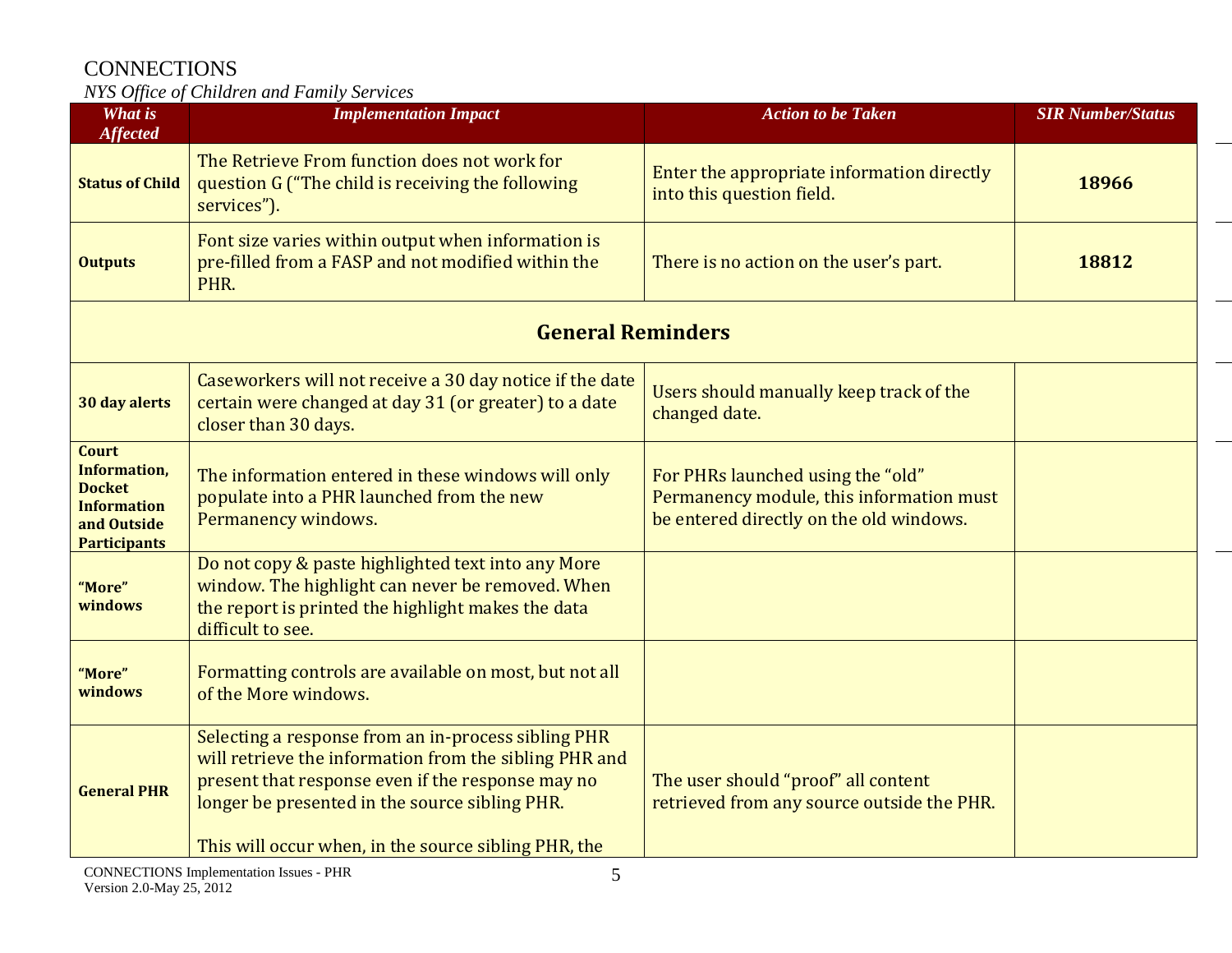CONNECTIONS

*NYS Office of Children and Family Services*

| *What is Affected* | *Implementation Impact* | *Action to be Taken* | *SIR Number/Status* |
|---|---|---|---|
| **Status of Child** | The Retrieve From function does not work for question G ("The child is receiving the following services"). | Enter the appropriate information directly into this question field. | **18966** |
| **Outputs** | Font size varies within output when information is pre-filled from a FASP and not modified within the PHR. | There is no action on the user's part. | **18812** |
| **General Reminders** | | | |
| **30 day alerts** | Caseworkers will not receive a 30 day notice if the date certain were changed at day 31 (or greater) to a date closer than 30 days. | Users should manually keep track of the changed date. | |
| **Court Information, Docket Information and Outside Participants** | The information entered in these windows will only populate into a PHR launched from the new Permanency windows. | For PHRs launched using the "old" Permanency module, this information must be entered directly on the old windows. | |
| **"More" windows** | Do not copy & paste highlighted text into any More window. The highlight can never be removed. When the report is printed the highlight makes the data difficult to see. | | |
| **"More" windows** | Formatting controls are available on most, but not all of the More windows. | | |
| **General PHR** | Selecting a response from an in-process sibling PHR will retrieve the information from the sibling PHR and present that response even if the response may no longer be presented in the source sibling PHR.<br><br>This will occur when, in the source sibling PHR, the | The user should "proof" all content retrieved from any source outside the PHR. | |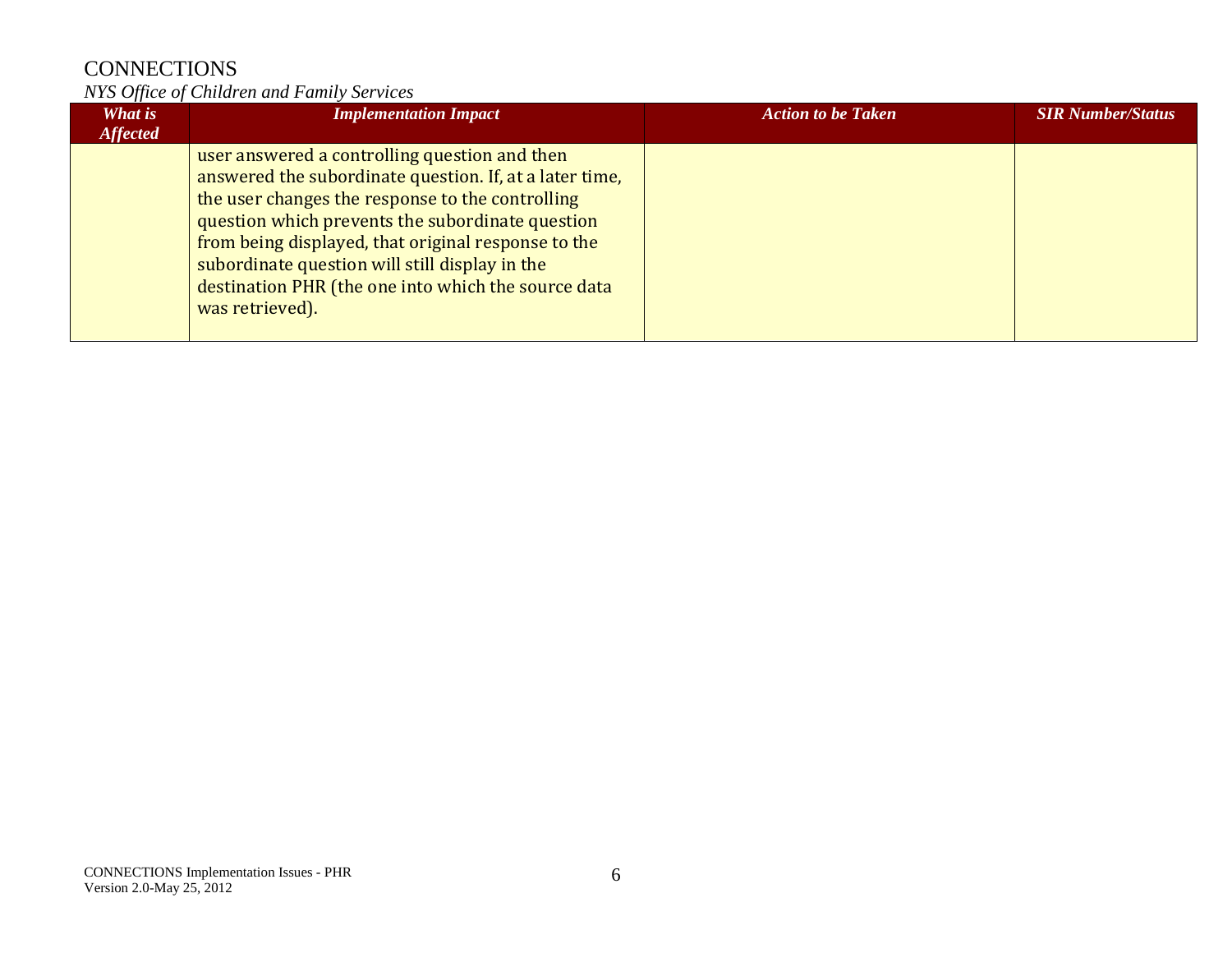| What is Affected | Implementation Impact | Action to be Taken | SIR Number/Status |
|---|---|---|---|
| | user answered a controlling question and then answered the subordinate question. If, at a later time, the user changes the response to the controlling question which prevents the subordinate question from being displayed, that original response to the subordinate question will still display in the destination PHR (the one into which the source data was retrieved). | | |